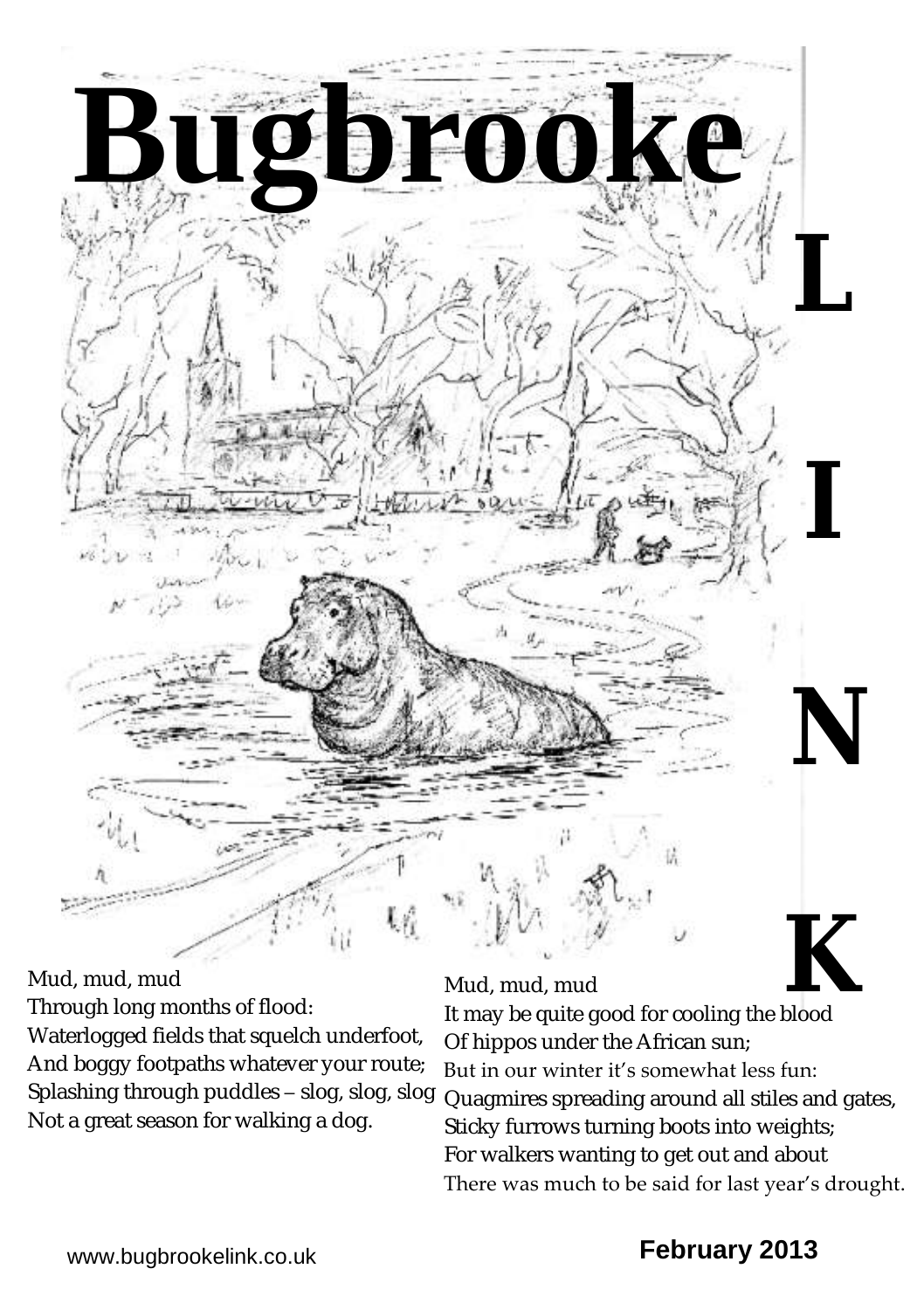# Bugbrooke LINK

Mud, mud, mud
Through long months of flood:
Waterlogged fields that squelch underfoot,
And boggy footpaths whatever your route;
Splashing through puddles – slog, slog, slog
Not a great season for walking a dog.

Mud, mud, mud
It may be quite good for cooling the blood
Of hippos under the African sun;
But in our winter it's somewhat less fun:
Quagmires spreading around all stiles and gates,
Sticky furrows turning boots into weights;
For walkers wanting to get out and about
There was much to be said for last year's drought.

www.bugbrookelink.co.uk

**February 2013**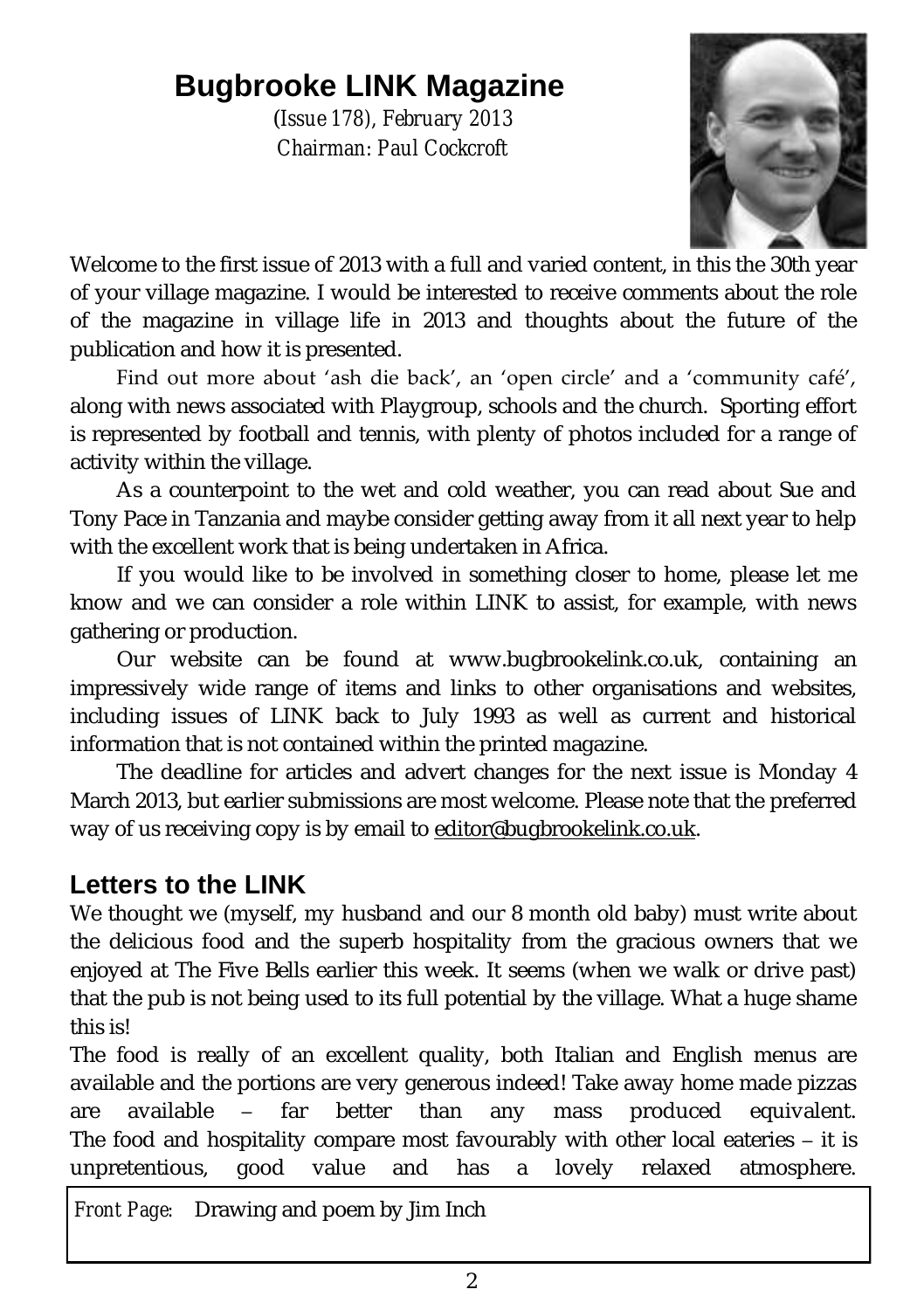# Bugbrooke LINK Magazine

*(Issue 178), February 2013*
*Chairman: Paul Cockcroft*

Welcome to the first issue of 2013 with a full and varied content, in this the 30th year of your village magazine. I would be interested to receive comments about the role of the magazine in village life in 2013 and thoughts about the future of the publication and how it is presented.

Find out more about 'ash die back', an 'open circle' and a 'community café', along with news associated with Playgroup, schools and the church. Sporting effort is represented by football and tennis, with plenty of photos included for a range of activity within the village.

As a counterpoint to the wet and cold weather, you can read about Sue and Tony Pace in Tanzania and maybe consider getting away from it all next year to help with the excellent work that is being undertaken in Africa.

If you would like to be involved in something closer to home, please let me know and we can consider a role within LINK to assist, for example, with news gathering or production.

Our website can be found at www.bugbrookelink.co.uk, containing an impressively wide range of items and links to other organisations and websites, including issues of LINK back to July 1993 as well as current and historical information that is not contained within the printed magazine.

The deadline for articles and advert changes for the next issue is Monday 4 March 2013, but earlier submissions are most welcome. Please note that the preferred way of us receiving copy is by email to editor@bugbrookelink.co.uk.

## Letters to the LINK

We thought we (myself, my husband and our 8 month old baby) must write about the delicious food and the superb hospitality from the gracious owners that we enjoyed at The Five Bells earlier this week. It seems (when we walk or drive past) that the pub is not being used to its full potential by the village. What a huge shame this is!

The food is really of an excellent quality, both Italian and English menus are available and the portions are very generous indeed! Take away home made pizzas are available – far better than any mass produced equivalent. The food and hospitality compare most favourably with other local eateries – it is unpretentious, good value and has a lovely relaxed atmosphere.

*Front Page:* Drawing and poem by Jim Inch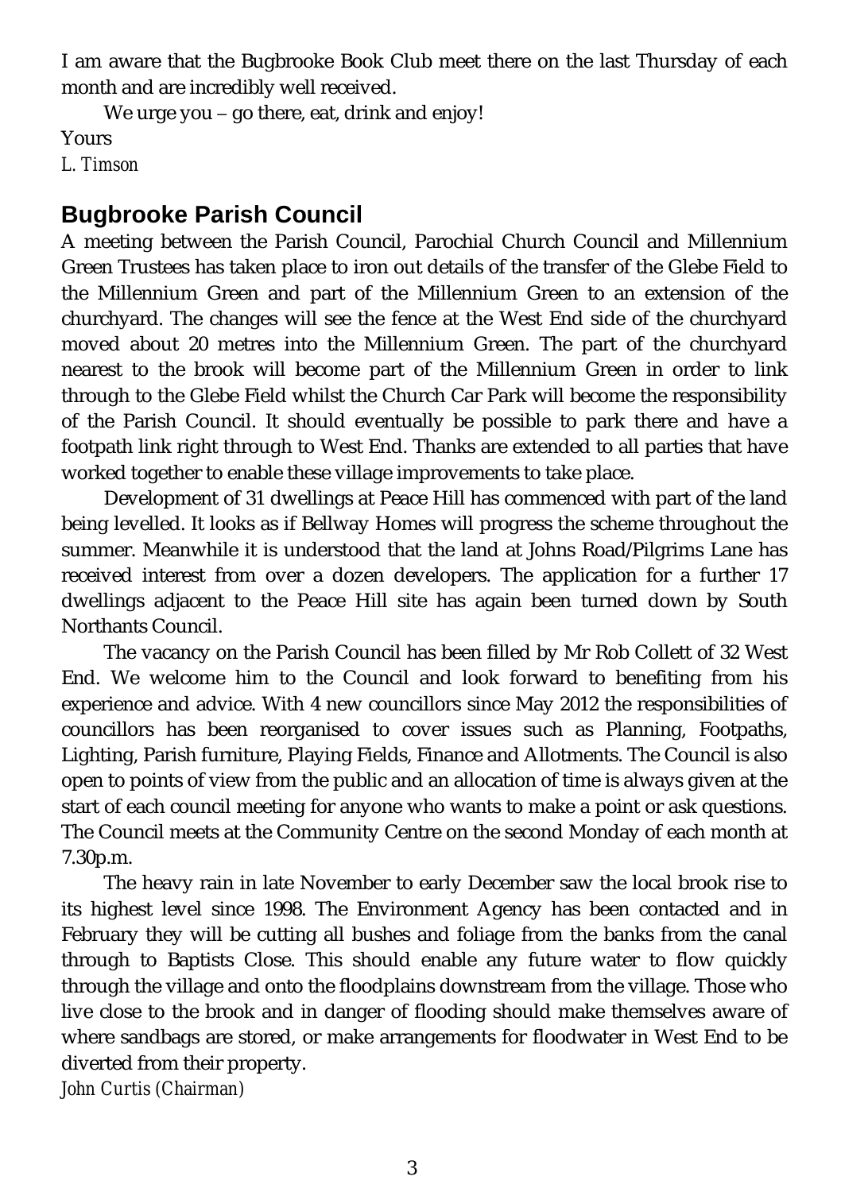I am aware that the Bugbrooke Book Club meet there on the last Thursday of each month and are incredibly well received.

We urge you – go there, eat, drink and enjoy!

Yours

*L. Timson*

## Bugbrooke Parish Council

A meeting between the Parish Council, Parochial Church Council and Millennium Green Trustees has taken place to iron out details of the transfer of the Glebe Field to the Millennium Green and part of the Millennium Green to an extension of the churchyard. The changes will see the fence at the West End side of the churchyard moved about 20 metres into the Millennium Green. The part of the churchyard nearest to the brook will become part of the Millennium Green in order to link through to the Glebe Field whilst the Church Car Park will become the responsibility of the Parish Council. It should eventually be possible to park there and have a footpath link right through to West End. Thanks are extended to all parties that have worked together to enable these village improvements to take place.

Development of 31 dwellings at Peace Hill has commenced with part of the land being levelled. It looks as if Bellway Homes will progress the scheme throughout the summer. Meanwhile it is understood that the land at Johns Road/Pilgrims Lane has received interest from over a dozen developers. The application for a further 17 dwellings adjacent to the Peace Hill site has again been turned down by South Northants Council.

The vacancy on the Parish Council has been filled by Mr Rob Collett of 32 West End. We welcome him to the Council and look forward to benefiting from his experience and advice. With 4 new councillors since May 2012 the responsibilities of councillors has been reorganised to cover issues such as Planning, Footpaths, Lighting, Parish furniture, Playing Fields, Finance and Allotments. The Council is also open to points of view from the public and an allocation of time is always given at the start of each council meeting for anyone who wants to make a point or ask questions. The Council meets at the Community Centre on the second Monday of each month at 7.30p.m.

The heavy rain in late November to early December saw the local brook rise to its highest level since 1998. The Environment Agency has been contacted and in February they will be cutting all bushes and foliage from the banks from the canal through to Baptists Close. This should enable any future water to flow quickly through the village and onto the floodplains downstream from the village. Those who live close to the brook and in danger of flooding should make themselves aware of where sandbags are stored, or make arrangements for floodwater in West End to be diverted from their property.

*John Curtis (Chairman)*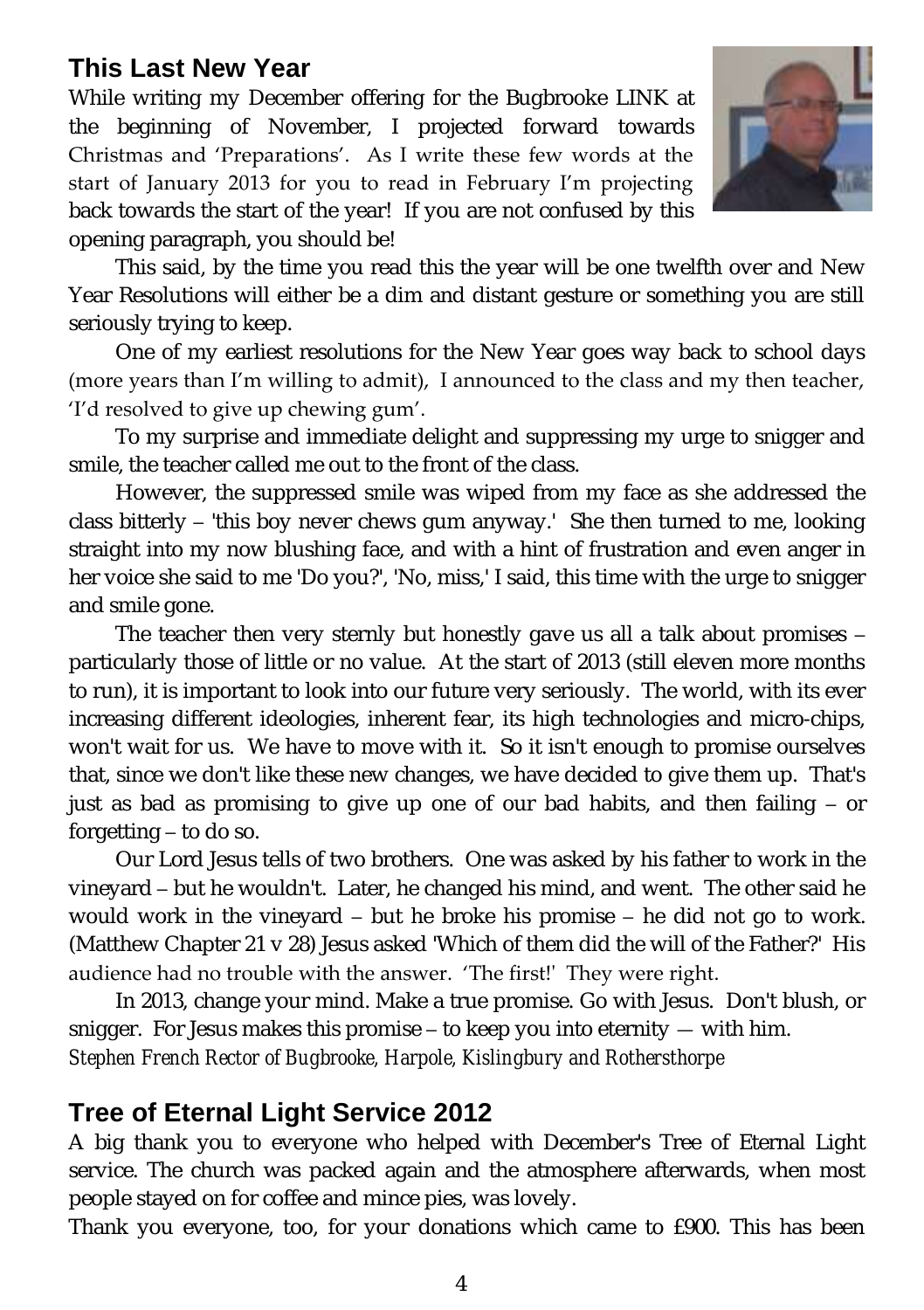## This Last New Year

While writing my December offering for the Bugbrooke LINK at the beginning of November, I projected forward towards Christmas and 'Preparations'. As I write these few words at the start of January 2013 for you to read in February I'm projecting back towards the start of the year! If you are not confused by this opening paragraph, you should be!

This said, by the time you read this the year will be one twelfth over and New Year Resolutions will either be a dim and distant gesture or something you are still seriously trying to keep.

One of my earliest resolutions for the New Year goes way back to school days (more years than I'm willing to admit), I announced to the class and my then teacher, 'I'd resolved to give up chewing gum'.

To my surprise and immediate delight and suppressing my urge to snigger and smile, the teacher called me out to the front of the class.

However, the suppressed smile was wiped from my face as she addressed the class bitterly – 'this boy never chews gum anyway.' She then turned to me, looking straight into my now blushing face, and with a hint of frustration and even anger in her voice she said to me 'Do you?', 'No, miss,' I said, this time with the urge to snigger and smile gone.

The teacher then very sternly but honestly gave us all a talk about promises – particularly those of little or no value. At the start of 2013 (still eleven more months to run), it is important to look into our future very seriously. The world, with its ever increasing different ideologies, inherent fear, its high technologies and micro-chips, won't wait for us. We have to move with it. So it isn't enough to promise ourselves that, since we don't like these new changes, we have decided to give them up. That's just as bad as promising to give up one of our bad habits, and then failing – or forgetting – to do so.

Our Lord Jesus tells of two brothers. One was asked by his father to work in the vineyard – but he wouldn't. Later, he changed his mind, and went. The other said he would work in the vineyard – but he broke his promise – he did not go to work. (Matthew Chapter 21 v 28) Jesus asked 'Which of them did the will of the Father?' His audience had no trouble with the answer. 'The first!' They were right.

In 2013, change your mind. Make a true promise. Go with Jesus. Don't blush, or snigger. For Jesus makes this promise – to keep you into eternity — with him.

*Stephen French Rector of Bugbrooke, Harpole, Kislingbury and Rothersthorpe*

## Tree of Eternal Light Service 2012

A big thank you to everyone who helped with December's Tree of Eternal Light service. The church was packed again and the atmosphere afterwards, when most people stayed on for coffee and mince pies, was lovely.

Thank you everyone, too, for your donations which came to £900. This has been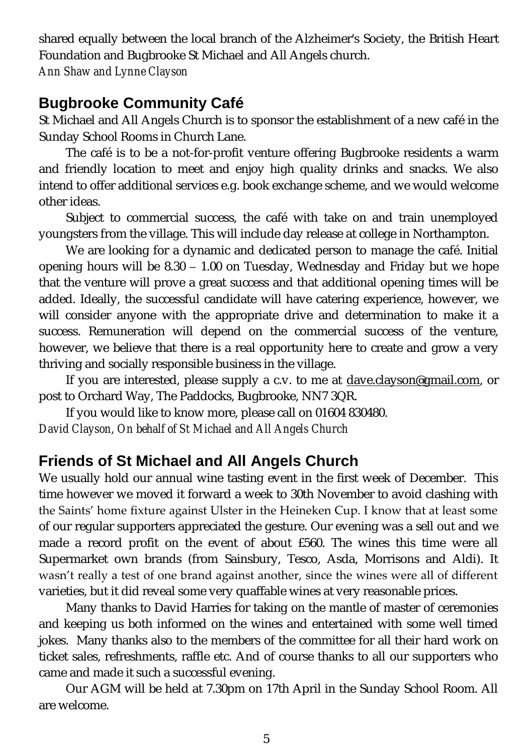shared equally between the local branch of the Alzheimer's Society, the British Heart Foundation and Bugbrooke St Michael and All Angels church.

*Ann Shaw and Lynne Clayson*

## Bugbrooke Community Café

St Michael and All Angels Church is to sponsor the establishment of a new café in the Sunday School Rooms in Church Lane.

The café is to be a not-for-profit venture offering Bugbrooke residents a warm and friendly location to meet and enjoy high quality drinks and snacks. We also intend to offer additional services e.g. book exchange scheme, and we would welcome other ideas.

Subject to commercial success, the café with take on and train unemployed youngsters from the village. This will include day release at college in Northampton.

We are looking for a dynamic and dedicated person to manage the café. Initial opening hours will be 8.30 – 1.00 on Tuesday, Wednesday and Friday but we hope that the venture will prove a great success and that additional opening times will be added. Ideally, the successful candidate will have catering experience, however, we will consider anyone with the appropriate drive and determination to make it a success. Remuneration will depend on the commercial success of the venture, however, we believe that there is a real opportunity here to create and grow a very thriving and socially responsible business in the village.

If you are interested, please supply a c.v. to me at dave.clayson@gmail.com, or post to Orchard Way, The Paddocks, Bugbrooke, NN7 3QR.

If you would like to know more, please call on 01604 830480.

*David Clayson, On behalf of St Michael and All Angels Church*

## Friends of St Michael and All Angels Church

We usually hold our annual wine tasting event in the first week of December. This time however we moved it forward a week to 30th November to avoid clashing with the Saints' home fixture against Ulster in the Heineken Cup. I know that at least some of our regular supporters appreciated the gesture. Our evening was a sell out and we made a record profit on the event of about £560. The wines this time were all Supermarket own brands (from Sainsbury, Tesco, Asda, Morrisons and Aldi). It wasn't really a test of one brand against another, since the wines were all of different varieties, but it did reveal some very quaffable wines at very reasonable prices.

Many thanks to David Harries for taking on the mantle of master of ceremonies and keeping us both informed on the wines and entertained with some well timed jokes. Many thanks also to the members of the committee for all their hard work on ticket sales, refreshments, raffle etc. And of course thanks to all our supporters who came and made it such a successful evening.

Our AGM will be held at 7.30pm on 17th April in the Sunday School Room. All are welcome.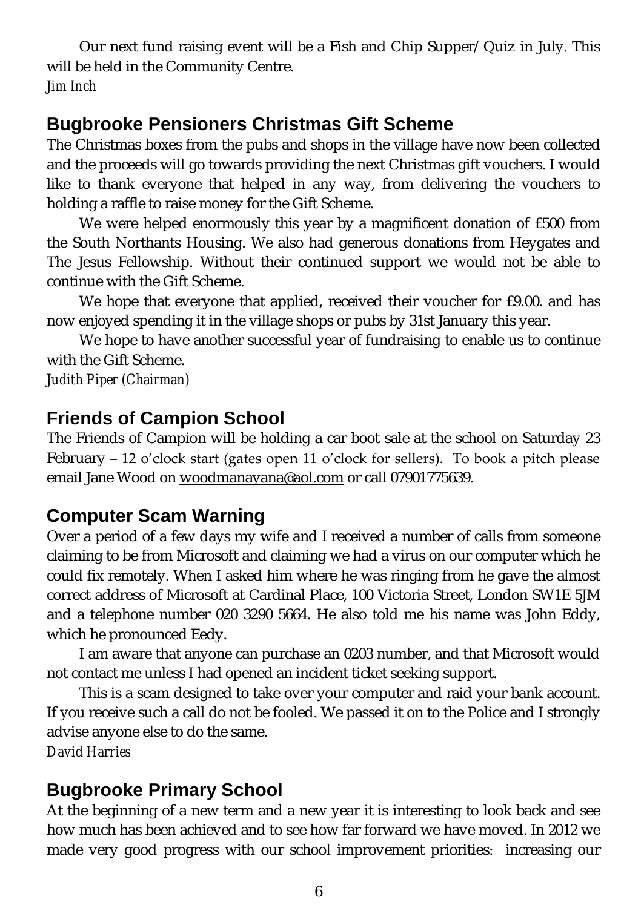Our next fund raising event will be a Fish and Chip Supper/Quiz in July. This will be held in the Community Centre.

*Jim Inch*

## Bugbrooke Pensioners Christmas Gift Scheme

The Christmas boxes from the pubs and shops in the village have now been collected and the proceeds will go towards providing the next Christmas gift vouchers. I would like to thank everyone that helped in any way, from delivering the vouchers to holding a raffle to raise money for the Gift Scheme.

We were helped enormously this year by a magnificent donation of £500 from the South Northants Housing. We also had generous donations from Heygates and The Jesus Fellowship. Without their continued support we would not be able to continue with the Gift Scheme.

We hope that everyone that applied, received their voucher for £9.00. and has now enjoyed spending it in the village shops or pubs by 31st January this year.

We hope to have another successful year of fundraising to enable us to continue with the Gift Scheme.

*Judith Piper (Chairman)*

## Friends of Campion School

The Friends of Campion will be holding a car boot sale at the school on Saturday 23 February – 12 o'clock start (gates open 11 o'clock for sellers). To book a pitch please email Jane Wood on woodmanayana@aol.com or call 07901775639.

## Computer Scam Warning

Over a period of a few days my wife and I received a number of calls from someone claiming to be from Microsoft and claiming we had a virus on our computer which he could fix remotely. When I asked him where he was ringing from he gave the almost correct address of Microsoft at Cardinal Place, 100 Victoria Street, London SW1E 5JM and a telephone number 020 3290 5664. He also told me his name was John Eddy, which he pronounced Eedy.

I am aware that anyone can purchase an 0203 number, and that Microsoft would not contact me unless I had opened an incident ticket seeking support.

This is a scam designed to take over your computer and raid your bank account. If you receive such a call do not be fooled. We passed it on to the Police and I strongly advise anyone else to do the same.

*David Harries*

## Bugbrooke Primary School

At the beginning of a new term and a new year it is interesting to look back and see how much has been achieved and to see how far forward we have moved. In 2012 we made very good progress with our school improvement priorities: increasing our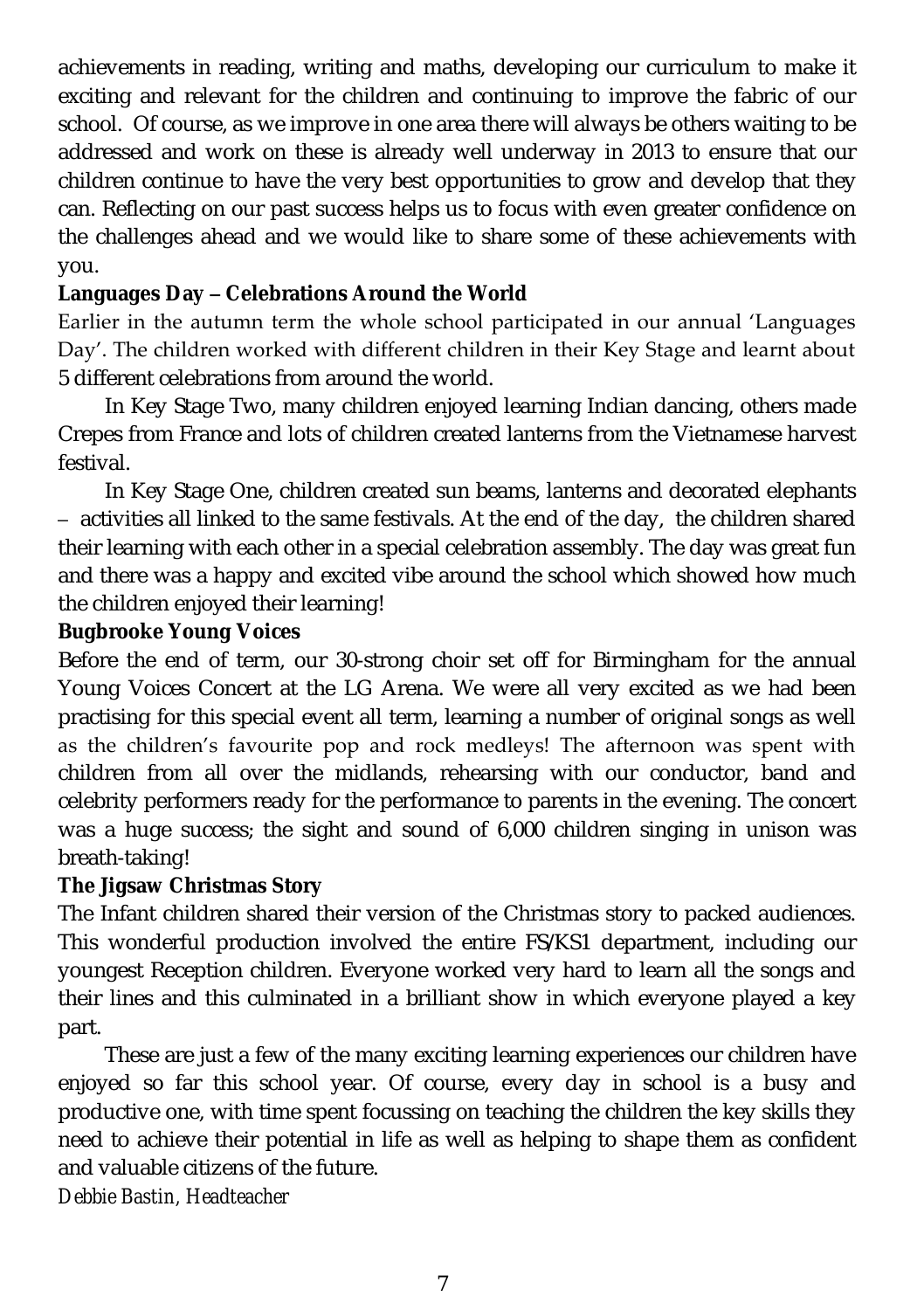achievements in reading, writing and maths, developing our curriculum to make it exciting and relevant for the children and continuing to improve the fabric of our school. Of course, as we improve in one area there will always be others waiting to be addressed and work on these is already well underway in 2013 to ensure that our children continue to have the very best opportunities to grow and develop that they can. Reflecting on our past success helps us to focus with even greater confidence on the challenges ahead and we would like to share some of these achievements with you.

**Languages Day – Celebrations Around the World**

Earlier in the autumn term the whole school participated in our annual 'Languages Day'. The children worked with different children in their Key Stage and learnt about 5 different celebrations from around the world.

In Key Stage Two, many children enjoyed learning Indian dancing, others made Crepes from France and lots of children created lanterns from the Vietnamese harvest festival.

In Key Stage One, children created sun beams, lanterns and decorated elephants – activities all linked to the same festivals. At the end of the day, the children shared their learning with each other in a special celebration assembly. The day was great fun and there was a happy and excited vibe around the school which showed how much the children enjoyed their learning!

**Bugbrooke Young Voices**

Before the end of term, our 30-strong choir set off for Birmingham for the annual Young Voices Concert at the LG Arena. We were all very excited as we had been practising for this special event all term, learning a number of original songs as well as the children's favourite pop and rock medleys! The afternoon was spent with children from all over the midlands, rehearsing with our conductor, band and celebrity performers ready for the performance to parents in the evening. The concert was a huge success; the sight and sound of 6,000 children singing in unison was breath-taking!

**The Jigsaw Christmas Story**

The Infant children shared their version of the Christmas story to packed audiences. This wonderful production involved the entire FS/KS1 department, including our youngest Reception children. Everyone worked very hard to learn all the songs and their lines and this culminated in a brilliant show in which everyone played a key part.

These are just a few of the many exciting learning experiences our children have enjoyed so far this school year. Of course, every day in school is a busy and productive one, with time spent focussing on teaching the children the key skills they need to achieve their potential in life as well as helping to shape them as confident and valuable citizens of the future.

*Debbie Bastin, Headteacher*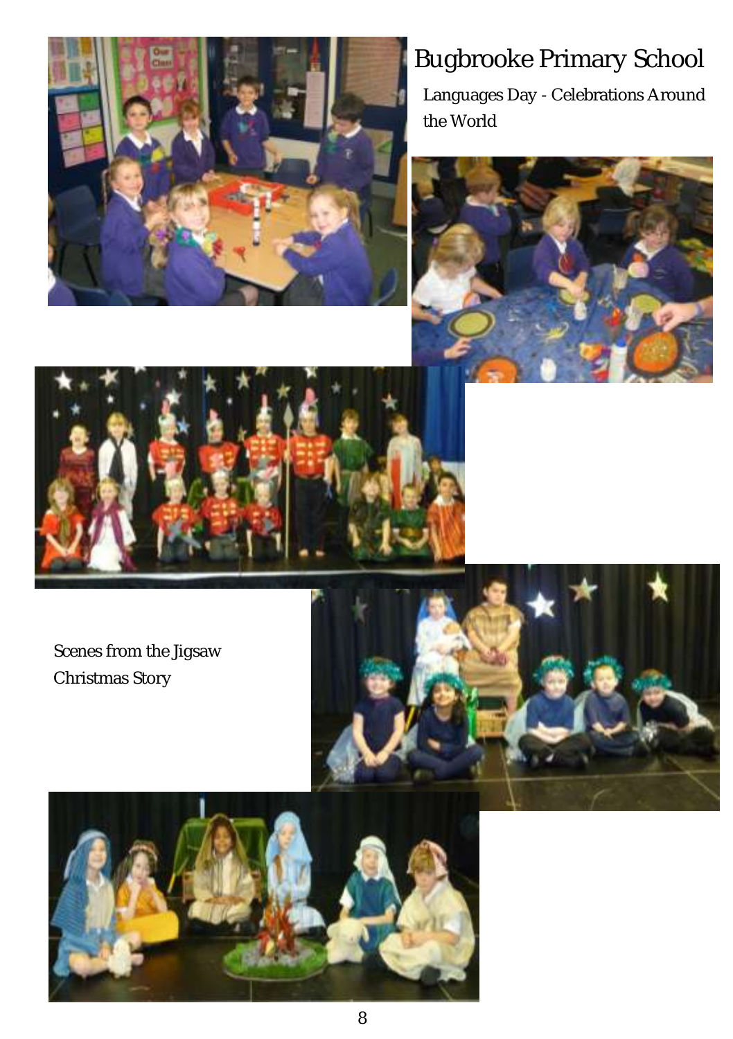# Bugbrooke Primary School

Languages Day - Celebrations Around the World

Scenes from the Jigsaw Christmas Story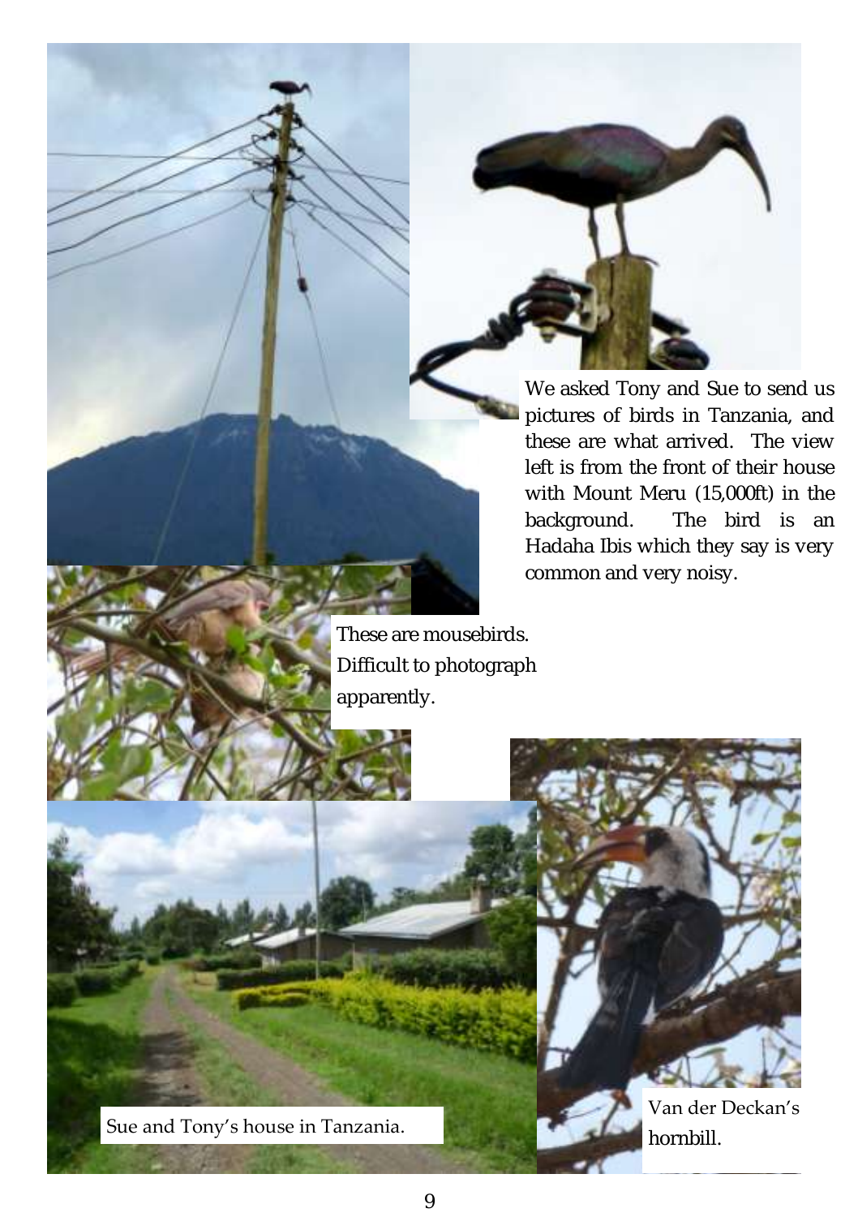We asked Tony and Sue to send us pictures of birds in Tanzania, and these are what arrived. The view left is from the front of their house with Mount Meru (15,000ft) in the background. The bird is an Hadaha Ibis which they say is very common and very noisy.

These are mousebirds. Difficult to photograph apparently.

Sue and Tony's house in Tanzania.

Van der Deckan's hornbill.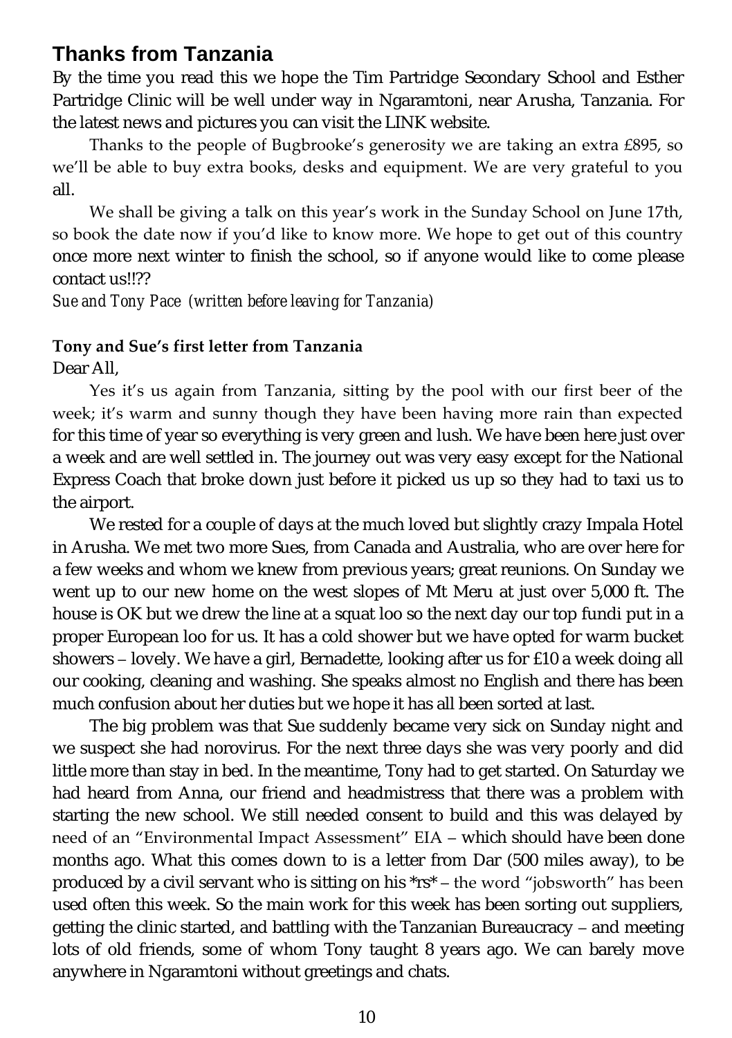## Thanks from Tanzania

By the time you read this we hope the Tim Partridge Secondary School and Esther Partridge Clinic will be well under way in Ngaramtoni, near Arusha, Tanzania. For the latest news and pictures you can visit the LINK website.

Thanks to the people of Bugbrooke's generosity we are taking an extra £895, so we'll be able to buy extra books, desks and equipment. We are very grateful to you all.

We shall be giving a talk on this year's work in the Sunday School on June 17th, so book the date now if you'd like to know more. We hope to get out of this country once more next winter to finish the school, so if anyone would like to come please contact us!!??

*Sue and Tony Pace (written before leaving for Tanzania)*

**Tony and Sue's first letter from Tanzania**

Dear All,

Yes it's us again from Tanzania, sitting by the pool with our first beer of the week; it's warm and sunny though they have been having more rain than expected for this time of year so everything is very green and lush. We have been here just over a week and are well settled in. The journey out was very easy except for the National Express Coach that broke down just before it picked us up so they had to taxi us to the airport.

We rested for a couple of days at the much loved but slightly crazy Impala Hotel in Arusha. We met two more Sues, from Canada and Australia, who are over here for a few weeks and whom we knew from previous years; great reunions. On Sunday we went up to our new home on the west slopes of Mt Meru at just over 5,000 ft. The house is OK but we drew the line at a squat loo so the next day our top fundi put in a proper European loo for us. It has a cold shower but we have opted for warm bucket showers – lovely. We have a girl, Bernadette, looking after us for £10 a week doing all our cooking, cleaning and washing. She speaks almost no English and there has been much confusion about her duties but we hope it has all been sorted at last.

The big problem was that Sue suddenly became very sick on Sunday night and we suspect she had norovirus. For the next three days she was very poorly and did little more than stay in bed. In the meantime, Tony had to get started. On Saturday we had heard from Anna, our friend and headmistress that there was a problem with starting the new school. We still needed consent to build and this was delayed by need of an "Environmental Impact Assessment" EIA – which should have been done months ago. What this comes down to is a letter from Dar (500 miles away), to be produced by a civil servant who is sitting on his *rs* – the word "jobsworth" has been used often this week. So the main work for this week has been sorting out suppliers, getting the clinic started, and battling with the Tanzanian Bureaucracy – and meeting lots of old friends, some of whom Tony taught 8 years ago. We can barely move anywhere in Ngaramtoni without greetings and chats.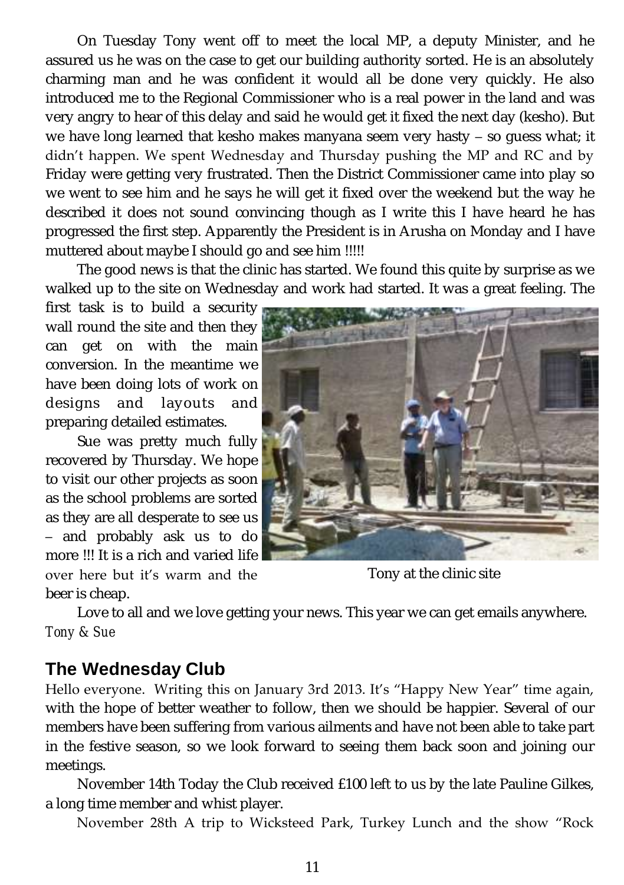On Tuesday Tony went off to meet the local MP, a deputy Minister, and he assured us he was on the case to get our building authority sorted. He is an absolutely charming man and he was confident it would all be done very quickly. He also introduced me to the Regional Commissioner who is a real power in the land and was very angry to hear of this delay and said he would get it fixed the next day (kesho). But we have long learned that kesho makes manyana seem very hasty – so guess what; it didn't happen. We spent Wednesday and Thursday pushing the MP and RC and by Friday were getting very frustrated. Then the District Commissioner came into play so we went to see him and he says he will get it fixed over the weekend but the way he described it does not sound convincing though as I write this I have heard he has progressed the first step. Apparently the President is in Arusha on Monday and I have muttered about maybe I should go and see him !!!!!

The good news is that the clinic has started. We found this quite by surprise as we walked up to the site on Wednesday and work had started. It was a great feeling. The first task is to build a security wall round the site and then they can get on with the main conversion. In the meantime we have been doing lots of work on designs and layouts and preparing detailed estimates.

Sue was pretty much fully recovered by Thursday. We hope to visit our other projects as soon as the school problems are sorted as they are all desperate to see us – and probably ask us to do more !!! It is a rich and varied life over here but it's warm and the beer is cheap.

Tony at the clinic site

Love to all and we love getting your news. This year we can get emails anywhere.
*Tony & Sue*

## The Wednesday Club

Hello everyone. Writing this on January 3rd 2013. It's "Happy New Year" time again, with the hope of better weather to follow, then we should be happier. Several of our members have been suffering from various ailments and have not been able to take part in the festive season, so we look forward to seeing them back soon and joining our meetings.

November 14th Today the Club received £100 left to us by the late Pauline Gilkes, a long time member and whist player.

November 28th A trip to Wicksteed Park, Turkey Lunch and the show "Rock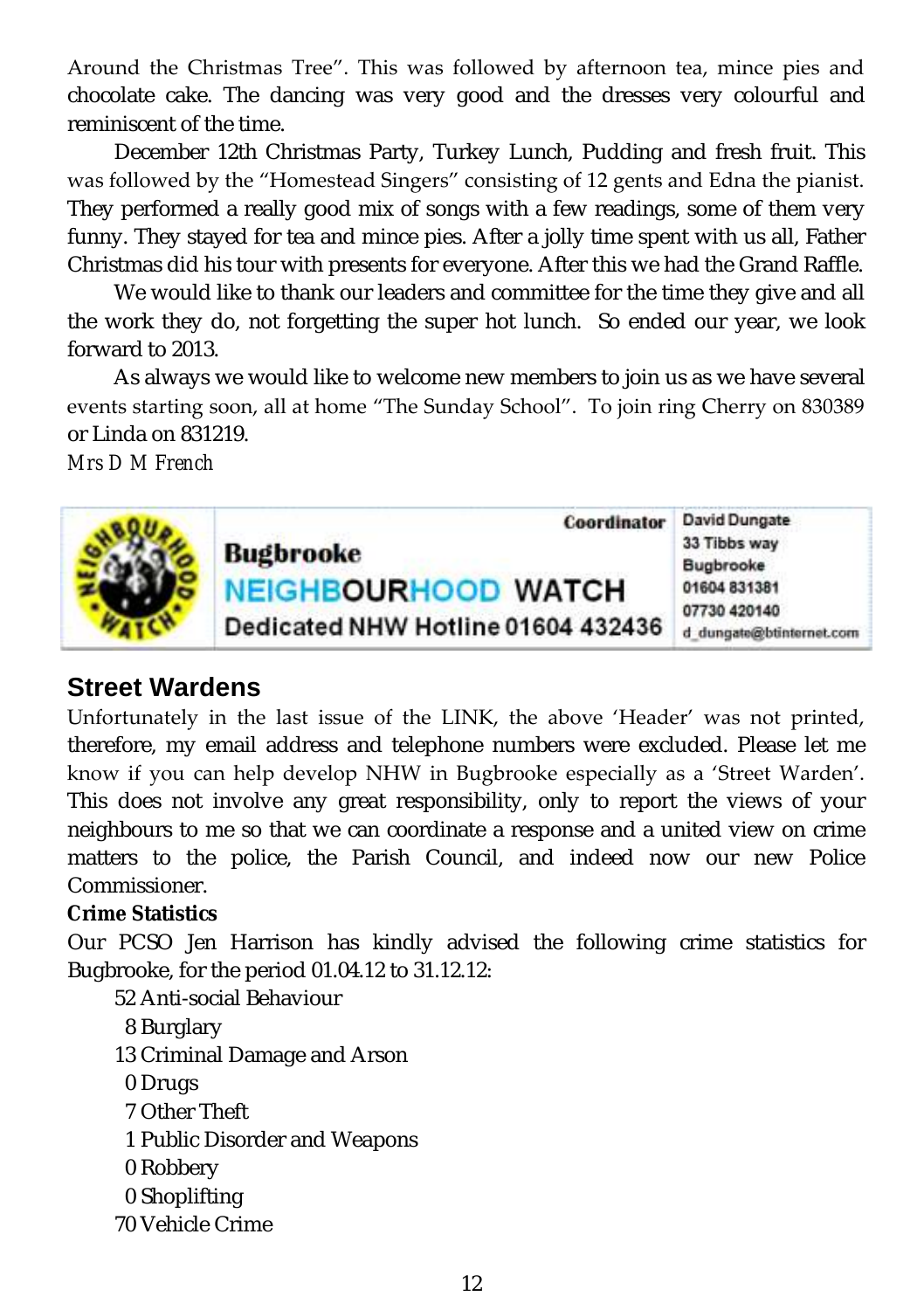Around the Christmas Tree". This was followed by afternoon tea, mince pies and chocolate cake. The dancing was very good and the dresses very colourful and reminiscent of the time.

December 12th Christmas Party, Turkey Lunch, Pudding and fresh fruit. This was followed by the "Homestead Singers" consisting of 12 gents and Edna the pianist. They performed a really good mix of songs with a few readings, some of them very funny. They stayed for tea and mince pies. After a jolly time spent with us all, Father Christmas did his tour with presents for everyone. After this we had the Grand Raffle.

We would like to thank our leaders and committee for the time they give and all the work they do, not forgetting the super hot lunch. So ended our year, we look forward to 2013.

As always we would like to welcome new members to join us as we have several events starting soon, all at home "The Sunday School". To join ring Cherry on 830389 or Linda on 831219.

*Mrs D M French*

**Bugbrooke**
**NEIGHBOURHOOD WATCH**
**Dedicated NHW Hotline 01604 432436**

**Coordinator** David Dungate
33 Tibbs way
Bugbrooke
01604 831381
07730 420140
d_dungate@btinternet.com

## Street Wardens

Unfortunately in the last issue of the LINK, the above 'Header' was not printed, therefore, my email address and telephone numbers were excluded. Please let me know if you can help develop NHW in Bugbrooke especially as a 'Street Warden'. This does not involve any great responsibility, only to report the views of your neighbours to me so that we can coordinate a response and a united view on crime matters to the police, the Parish Council, and indeed now our new Police Commissioner.

**Crime Statistics**

Our PCSO Jen Harrison has kindly advised the following crime statistics for Bugbrooke, for the period 01.04.12 to 31.12.12:

52 Anti-social Behaviour
8 Burglary
13 Criminal Damage and Arson
0 Drugs
7 Other Theft
1 Public Disorder and Weapons
0 Robbery
0 Shoplifting
70 Vehicle Crime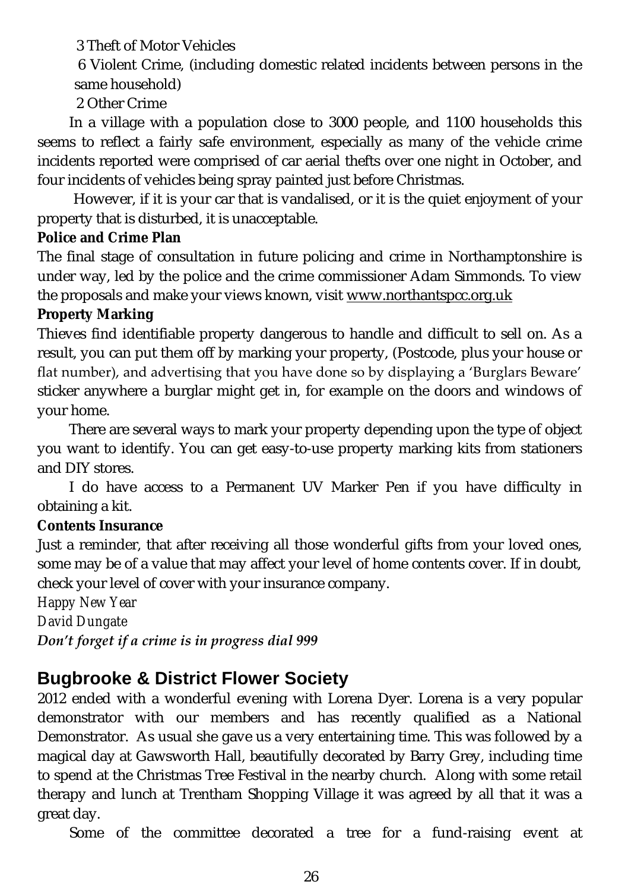3 Theft of Motor Vehicles

6 Violent Crime, (including domestic related incidents between persons in the same household)

2 Other Crime

In a village with a population close to 3000 people, and 1100 households this seems to reflect a fairly safe environment, especially as many of the vehicle crime incidents reported were comprised of car aerial thefts over one night in October, and four incidents of vehicles being spray painted just before Christmas.

However, if it is your car that is vandalised, or it is the quiet enjoyment of your property that is disturbed, it is unacceptable.

**Police and Crime Plan**

The final stage of consultation in future policing and crime in Northamptonshire is under way, led by the police and the crime commissioner Adam Simmonds. To view the proposals and make your views known, visit www.northantspcc.org.uk

**Property Marking**

Thieves find identifiable property dangerous to handle and difficult to sell on. As a result, you can put them off by marking your property, (Postcode, plus your house or flat number), and advertising that you have done so by displaying a 'Burglars Beware' sticker anywhere a burglar might get in, for example on the doors and windows of your home.

There are several ways to mark your property depending upon the type of object you want to identify. You can get easy-to-use property marking kits from stationers and DIY stores.

I do have access to a Permanent UV Marker Pen if you have difficulty in obtaining a kit.

**Contents Insurance**

Just a reminder, that after receiving all those wonderful gifts from your loved ones, some may be of a value that may affect your level of home contents cover. If in doubt, check your level of cover with your insurance company.

*Happy New Year*

*David Dungate*

***Don't forget if a crime is in progress dial 999***

## Bugbrooke & District Flower Society

2012 ended with a wonderful evening with Lorena Dyer. Lorena is a very popular demonstrator with our members and has recently qualified as a National Demonstrator. As usual she gave us a very entertaining time. This was followed by a magical day at Gawsworth Hall, beautifully decorated by Barry Grey, including time to spend at the Christmas Tree Festival in the nearby church. Along with some retail therapy and lunch at Trentham Shopping Village it was agreed by all that it was a great day.

Some of the committee decorated a tree for a fund-raising event at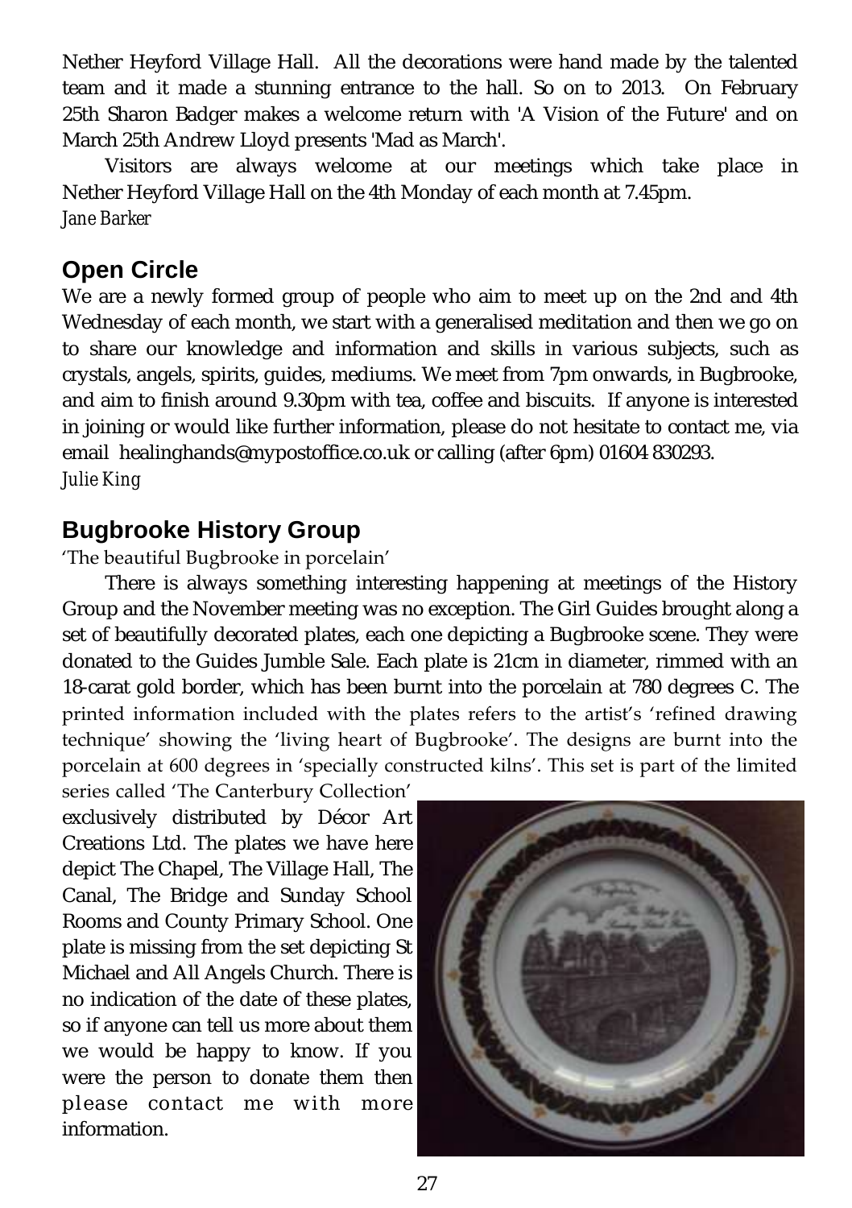Nether Heyford Village Hall. All the decorations were hand made by the talented team and it made a stunning entrance to the hall. So on to 2013. On February 25th Sharon Badger makes a welcome return with 'A Vision of the Future' and on March 25th Andrew Lloyd presents 'Mad as March'.

Visitors are always welcome at our meetings which take place in Nether Heyford Village Hall on the 4th Monday of each month at 7.45pm.

*Jane Barker*

## Open Circle

We are a newly formed group of people who aim to meet up on the 2nd and 4th Wednesday of each month, we start with a generalised meditation and then we go on to share our knowledge and information and skills in various subjects, such as crystals, angels, spirits, guides, mediums. We meet from 7pm onwards, in Bugbrooke, and aim to finish around 9.30pm with tea, coffee and biscuits. If anyone is interested in joining or would like further information, please do not hesitate to contact me, via email healinghands@mypostoffice.co.uk or calling (after 6pm) 01604 830293.

*Julie King*

## Bugbrooke History Group

'The beautiful Bugbrooke in porcelain'

There is always something interesting happening at meetings of the History Group and the November meeting was no exception. The Girl Guides brought along a set of beautifully decorated plates, each one depicting a Bugbrooke scene. They were donated to the Guides Jumble Sale. Each plate is 21cm in diameter, rimmed with an 18-carat gold border, which has been burnt into the porcelain at 780 degrees C. The printed information included with the plates refers to the artist's 'refined drawing technique' showing the 'living heart of Bugbrooke'. The designs are burnt into the porcelain at 600 degrees in 'specially constructed kilns'. This set is part of the limited series called 'The Canterbury Collection' exclusively distributed by Décor Art Creations Ltd. The plates we have here depict The Chapel, The Village Hall, The Canal, The Bridge and Sunday School Rooms and County Primary School. One plate is missing from the set depicting St Michael and All Angels Church. There is no indication of the date of these plates, so if anyone can tell us more about them we would be happy to know. If you were the person to donate them then please contact me with more information.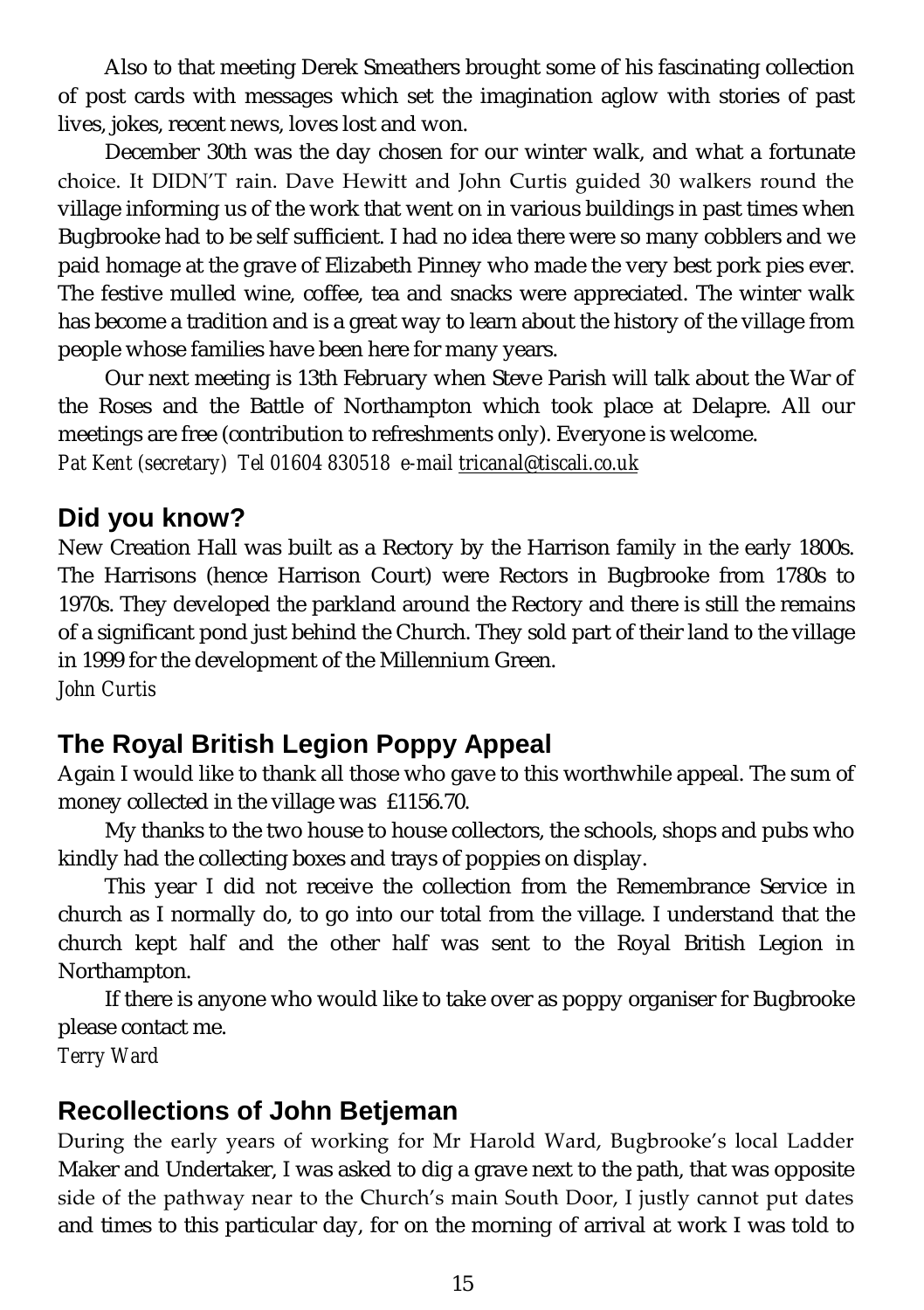Also to that meeting Derek Smeathers brought some of his fascinating collection of post cards with messages which set the imagination aglow with stories of past lives, jokes, recent news, loves lost and won.

December 30th was the day chosen for our winter walk, and what a fortunate choice. It DIDN'T rain. Dave Hewitt and John Curtis guided 30 walkers round the village informing us of the work that went on in various buildings in past times when Bugbrooke had to be self sufficient. I had no idea there were so many cobblers and we paid homage at the grave of Elizabeth Pinney who made the very best pork pies ever. The festive mulled wine, coffee, tea and snacks were appreciated. The winter walk has become a tradition and is a great way to learn about the history of the village from people whose families have been here for many years.

Our next meeting is 13th February when Steve Parish will talk about the War of the Roses and the Battle of Northampton which took place at Delapre. All our meetings are free (contribution to refreshments only). Everyone is welcome.

*Pat Kent (secretary) Tel 01604 830518 e-mail tricanal@tiscali.co.uk*

## Did you know?

New Creation Hall was built as a Rectory by the Harrison family in the early 1800s. The Harrisons (hence Harrison Court) were Rectors in Bugbrooke from 1780s to 1970s. They developed the parkland around the Rectory and there is still the remains of a significant pond just behind the Church. They sold part of their land to the village in 1999 for the development of the Millennium Green.

*John Curtis*

## The Royal British Legion Poppy Appeal

Again I would like to thank all those who gave to this worthwhile appeal. The sum of money collected in the village was £1156.70.

My thanks to the two house to house collectors, the schools, shops and pubs who kindly had the collecting boxes and trays of poppies on display.

This year I did not receive the collection from the Remembrance Service in church as I normally do, to go into our total from the village. I understand that the church kept half and the other half was sent to the Royal British Legion in Northampton.

If there is anyone who would like to take over as poppy organiser for Bugbrooke please contact me.

*Terry Ward*

## Recollections of John Betjeman

During the early years of working for Mr Harold Ward, Bugbrooke's local Ladder Maker and Undertaker, I was asked to dig a grave next to the path, that was opposite side of the pathway near to the Church's main South Door, I justly cannot put dates and times to this particular day, for on the morning of arrival at work I was told to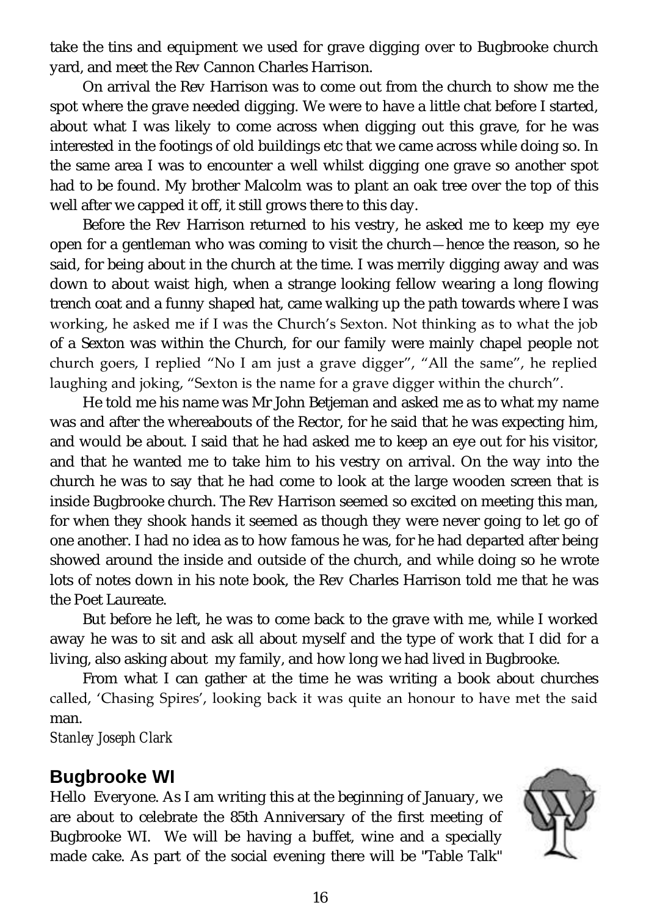take the tins and equipment we used for grave digging over to Bugbrooke church yard, and meet the Rev Cannon Charles Harrison.

On arrival the Rev Harrison was to come out from the church to show me the spot where the grave needed digging. We were to have a little chat before I started, about what I was likely to come across when digging out this grave, for he was interested in the footings of old buildings etc that we came across while doing so. In the same area I was to encounter a well whilst digging one grave so another spot had to be found. My brother Malcolm was to plant an oak tree over the top of this well after we capped it off, it still grows there to this day.

Before the Rev Harrison returned to his vestry, he asked me to keep my eye open for a gentleman who was coming to visit the church—hence the reason, so he said, for being about in the church at the time. I was merrily digging away and was down to about waist high, when a strange looking fellow wearing a long flowing trench coat and a funny shaped hat, came walking up the path towards where I was working, he asked me if I was the Church's Sexton. Not thinking as to what the job of a Sexton was within the Church, for our family were mainly chapel people not church goers, I replied "No I am just a grave digger", "All the same", he replied laughing and joking, "Sexton is the name for a grave digger within the church".

He told me his name was Mr John Betjeman and asked me as to what my name was and after the whereabouts of the Rector, for he said that he was expecting him, and would be about. I said that he had asked me to keep an eye out for his visitor, and that he wanted me to take him to his vestry on arrival. On the way into the church he was to say that he had come to look at the large wooden screen that is inside Bugbrooke church. The Rev Harrison seemed so excited on meeting this man, for when they shook hands it seemed as though they were never going to let go of one another. I had no idea as to how famous he was, for he had departed after being showed around the inside and outside of the church, and while doing so he wrote lots of notes down in his note book, the Rev Charles Harrison told me that he was the Poet Laureate.

But before he left, he was to come back to the grave with me, while I worked away he was to sit and ask all about myself and the type of work that I did for a living, also asking about my family, and how long we had lived in Bugbrooke.

From what I can gather at the time he was writing a book about churches called, 'Chasing Spires', looking back it was quite an honour to have met the said man.

*Stanley Joseph Clark*

## Bugbrooke WI

Hello Everyone. As I am writing this at the beginning of January, we are about to celebrate the 85th Anniversary of the first meeting of Bugbrooke WI. We will be having a buffet, wine and a specially made cake. As part of the social evening there will be "Table Talk"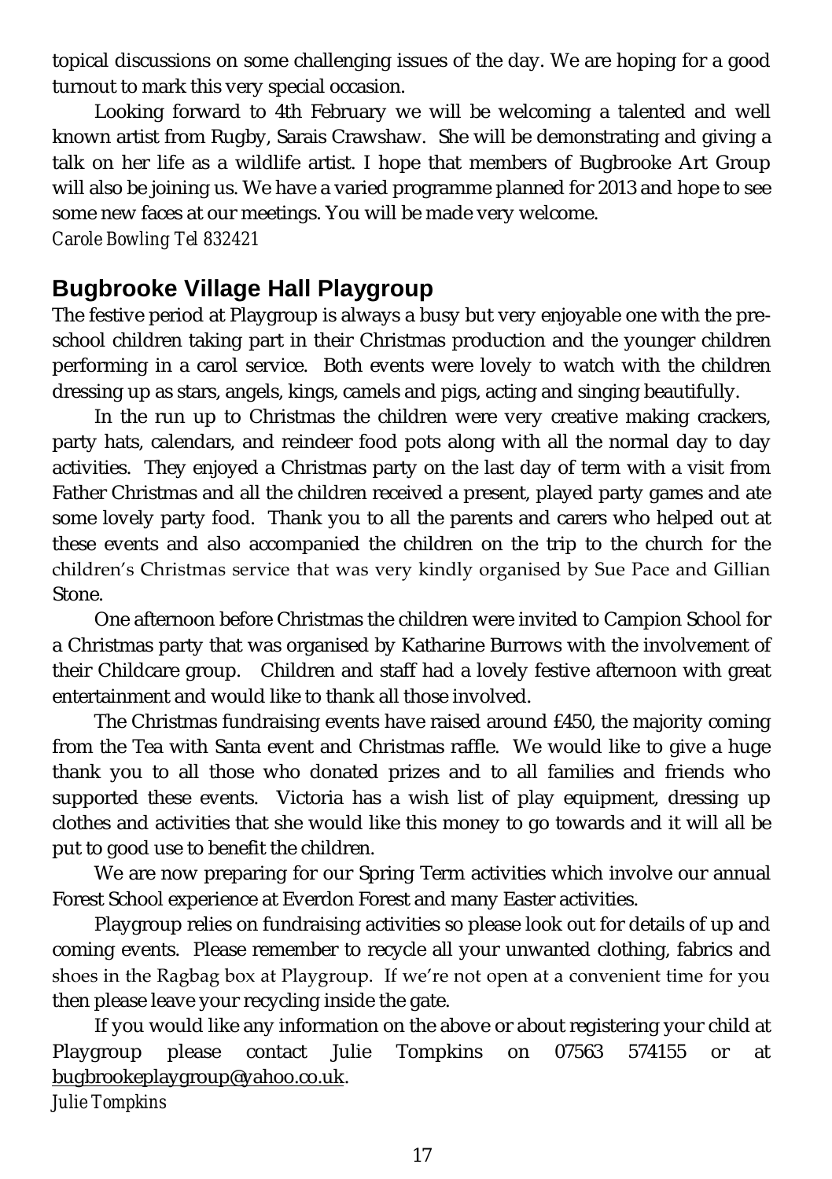topical discussions on some challenging issues of the day. We are hoping for a good turnout to mark this very special occasion.

Looking forward to 4th February we will be welcoming a talented and well known artist from Rugby, Sarais Crawshaw. She will be demonstrating and giving a talk on her life as a wildlife artist. I hope that members of Bugbrooke Art Group will also be joining us. We have a varied programme planned for 2013 and hope to see some new faces at our meetings. You will be made very welcome.

*Carole Bowling Tel 832421*

## Bugbrooke Village Hall Playgroup

The festive period at Playgroup is always a busy but very enjoyable one with the pre-school children taking part in their Christmas production and the younger children performing in a carol service. Both events were lovely to watch with the children dressing up as stars, angels, kings, camels and pigs, acting and singing beautifully.

In the run up to Christmas the children were very creative making crackers, party hats, calendars, and reindeer food pots along with all the normal day to day activities. They enjoyed a Christmas party on the last day of term with a visit from Father Christmas and all the children received a present, played party games and ate some lovely party food. Thank you to all the parents and carers who helped out at these events and also accompanied the children on the trip to the church for the children's Christmas service that was very kindly organised by Sue Pace and Gillian Stone.

One afternoon before Christmas the children were invited to Campion School for a Christmas party that was organised by Katharine Burrows with the involvement of their Childcare group. Children and staff had a lovely festive afternoon with great entertainment and would like to thank all those involved.

The Christmas fundraising events have raised around £450, the majority coming from the Tea with Santa event and Christmas raffle. We would like to give a huge thank you to all those who donated prizes and to all families and friends who supported these events. Victoria has a wish list of play equipment, dressing up clothes and activities that she would like this money to go towards and it will all be put to good use to benefit the children.

We are now preparing for our Spring Term activities which involve our annual Forest School experience at Everdon Forest and many Easter activities.

Playgroup relies on fundraising activities so please look out for details of up and coming events. Please remember to recycle all your unwanted clothing, fabrics and shoes in the Ragbag box at Playgroup. If we're not open at a convenient time for you then please leave your recycling inside the gate.

If you would like any information on the above or about registering your child at Playgroup please contact Julie Tompkins on 07563 574155 or at bugbrookeplaygroup@yahoo.co.uk.

*Julie Tompkins*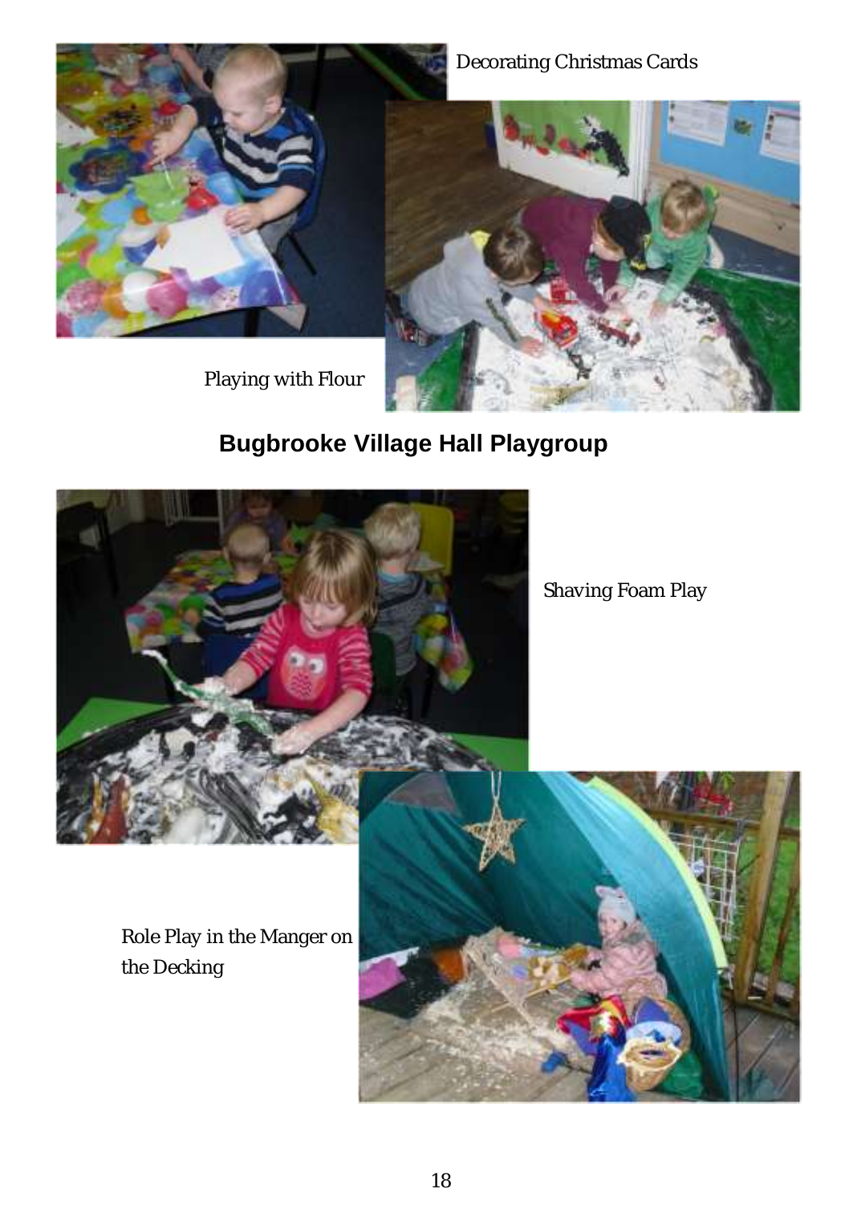Decorating Christmas Cards

Playing with Flour

## Bugbrooke Village Hall Playgroup

Shaving Foam Play

Role Play in the Manger on the Decking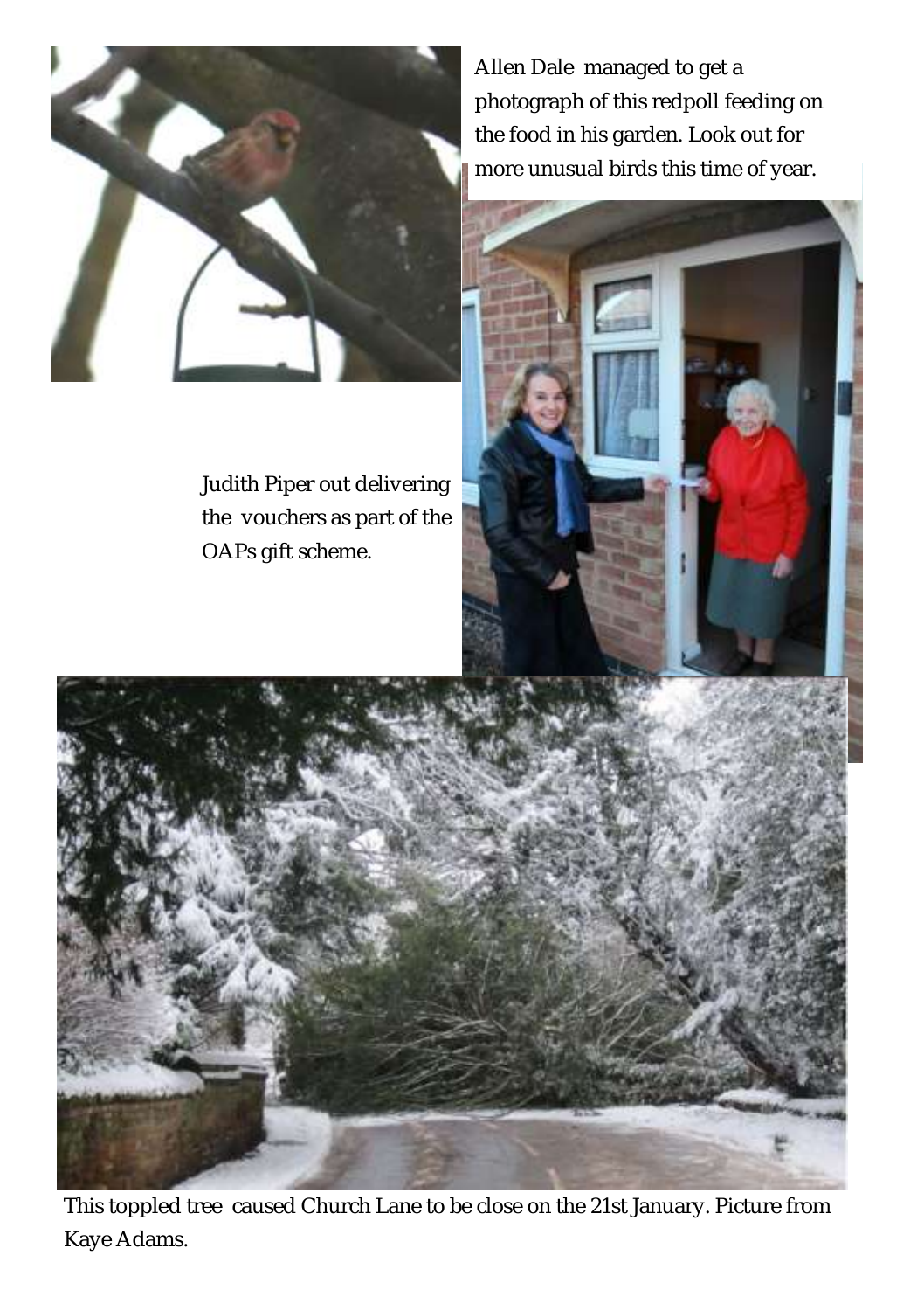Allen Dale managed to get a photograph of this redpoll feeding on the food in his garden. Look out for more unusual birds this time of year.

Judith Piper out delivering the vouchers as part of the OAPs gift scheme.

This toppled tree caused Church Lane to be close on the 21st January. Picture from Kaye Adams.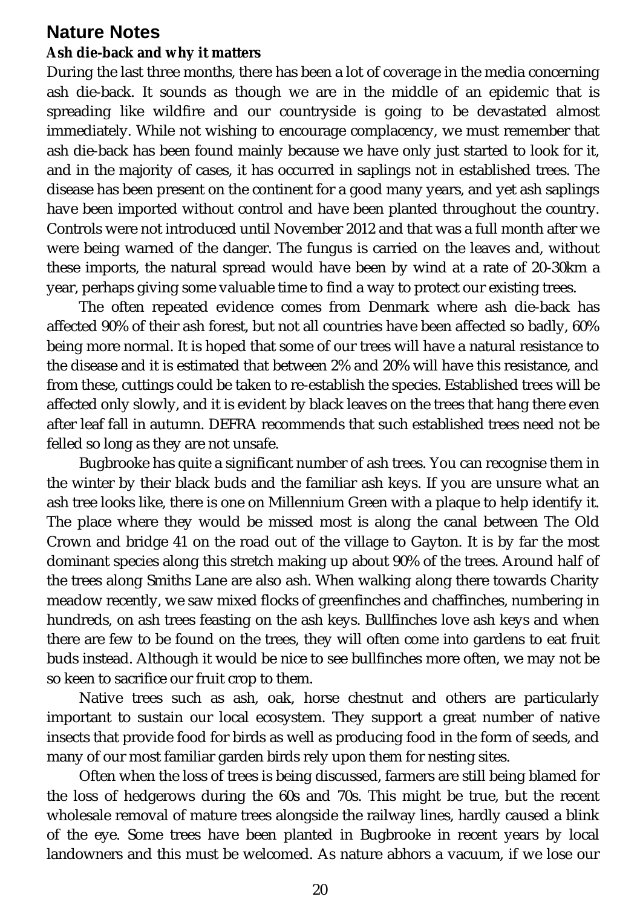## Nature Notes

### *Ash die-back and why it matters*

During the last three months, there has been a lot of coverage in the media concerning ash die-back. It sounds as though we are in the middle of an epidemic that is spreading like wildfire and our countryside is going to be devastated almost immediately. While not wishing to encourage complacency, we must remember that ash die-back has been found mainly because we have only just started to look for it, and in the majority of cases, it has occurred in saplings not in established trees. The disease has been present on the continent for a good many years, and yet ash saplings have been imported without control and have been planted throughout the country. Controls were not introduced until November 2012 and that was a full month after we were being warned of the danger. The fungus is carried on the leaves and, without these imports, the natural spread would have been by wind at a rate of 20-30km a year, perhaps giving some valuable time to find a way to protect our existing trees.

The often repeated evidence comes from Denmark where ash die-back has affected 90% of their ash forest, but not all countries have been affected so badly, 60% being more normal. It is hoped that some of our trees will have a natural resistance to the disease and it is estimated that between 2% and 20% will have this resistance, and from these, cuttings could be taken to re-establish the species. Established trees will be affected only slowly, and it is evident by black leaves on the trees that hang there even after leaf fall in autumn. DEFRA recommends that such established trees need not be felled so long as they are not unsafe.

Bugbrooke has quite a significant number of ash trees. You can recognise them in the winter by their black buds and the familiar ash keys. If you are unsure what an ash tree looks like, there is one on Millennium Green with a plaque to help identify it. The place where they would be missed most is along the canal between The Old Crown and bridge 41 on the road out of the village to Gayton. It is by far the most dominant species along this stretch making up about 90% of the trees. Around half of the trees along Smiths Lane are also ash. When walking along there towards Charity meadow recently, we saw mixed flocks of greenfinches and chaffinches, numbering in hundreds, on ash trees feasting on the ash keys. Bullfinches love ash keys and when there are few to be found on the trees, they will often come into gardens to eat fruit buds instead. Although it would be nice to see bullfinches more often, we may not be so keen to sacrifice our fruit crop to them.

Native trees such as ash, oak, horse chestnut and others are particularly important to sustain our local ecosystem. They support a great number of native insects that provide food for birds as well as producing food in the form of seeds, and many of our most familiar garden birds rely upon them for nesting sites.

Often when the loss of trees is being discussed, farmers are still being blamed for the loss of hedgerows during the 60s and 70s. This might be true, but the recent wholesale removal of mature trees alongside the railway lines, hardly caused a blink of the eye. Some trees have been planted in Bugbrooke in recent years by local landowners and this must be welcomed. As nature abhors a vacuum, if we lose our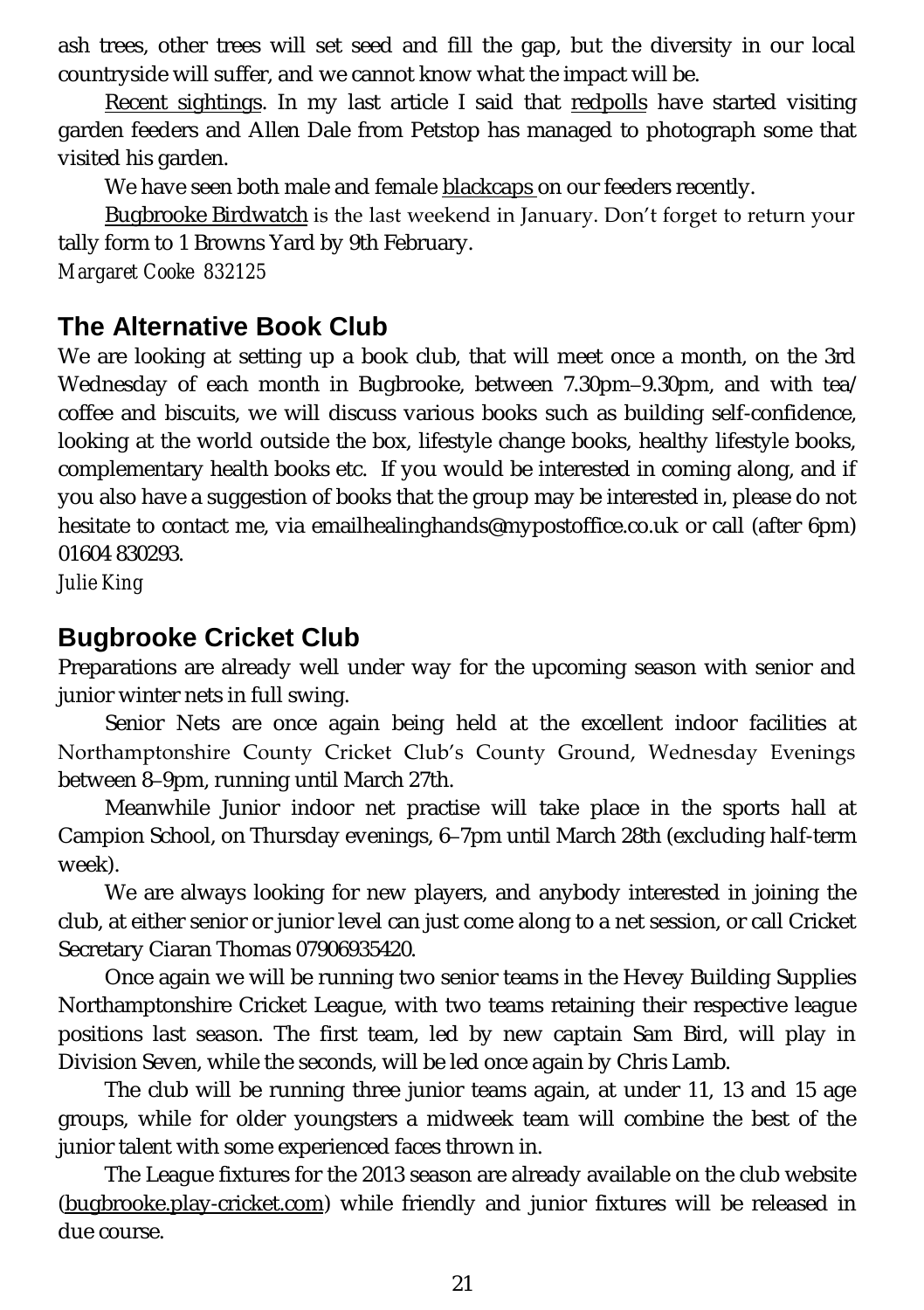ash trees, other trees will set seed and fill the gap, but the diversity in our local countryside will suffer, and we cannot know what the impact will be.

Recent sightings. In my last article I said that redpolls have started visiting garden feeders and Allen Dale from Petstop has managed to photograph some that visited his garden.

We have seen both male and female blackcaps on our feeders recently.

Bugbrooke Birdwatch is the last weekend in January. Don't forget to return your tally form to 1 Browns Yard by 9th February.

*Margaret Cooke 832125*

## The Alternative Book Club

We are looking at setting up a book club, that will meet once a month, on the 3rd Wednesday of each month in Bugbrooke, between 7.30pm–9.30pm, and with tea/ coffee and biscuits, we will discuss various books such as building self-confidence, looking at the world outside the box, lifestyle change books, healthy lifestyle books, complementary health books etc. If you would be interested in coming along, and if you also have a suggestion of books that the group may be interested in, please do not hesitate to contact me, via emailhealinghands@mypostoffice.co.uk or call (after 6pm) 01604 830293.

*Julie King*

## Bugbrooke Cricket Club

Preparations are already well under way for the upcoming season with senior and junior winter nets in full swing.

Senior Nets are once again being held at the excellent indoor facilities at Northamptonshire County Cricket Club's County Ground, Wednesday Evenings between 8–9pm, running until March 27th.

Meanwhile Junior indoor net practise will take place in the sports hall at Campion School, on Thursday evenings, 6–7pm until March 28th (excluding half-term week).

We are always looking for new players, and anybody interested in joining the club, at either senior or junior level can just come along to a net session, or call Cricket Secretary Ciaran Thomas 07906935420.

Once again we will be running two senior teams in the Hevey Building Supplies Northamptonshire Cricket League, with two teams retaining their respective league positions last season. The first team, led by new captain Sam Bird, will play in Division Seven, while the seconds, will be led once again by Chris Lamb.

The club will be running three junior teams again, at under 11, 13 and 15 age groups, while for older youngsters a midweek team will combine the best of the junior talent with some experienced faces thrown in.

The League fixtures for the 2013 season are already available on the club website (bugbrooke.play-cricket.com) while friendly and junior fixtures will be released in due course.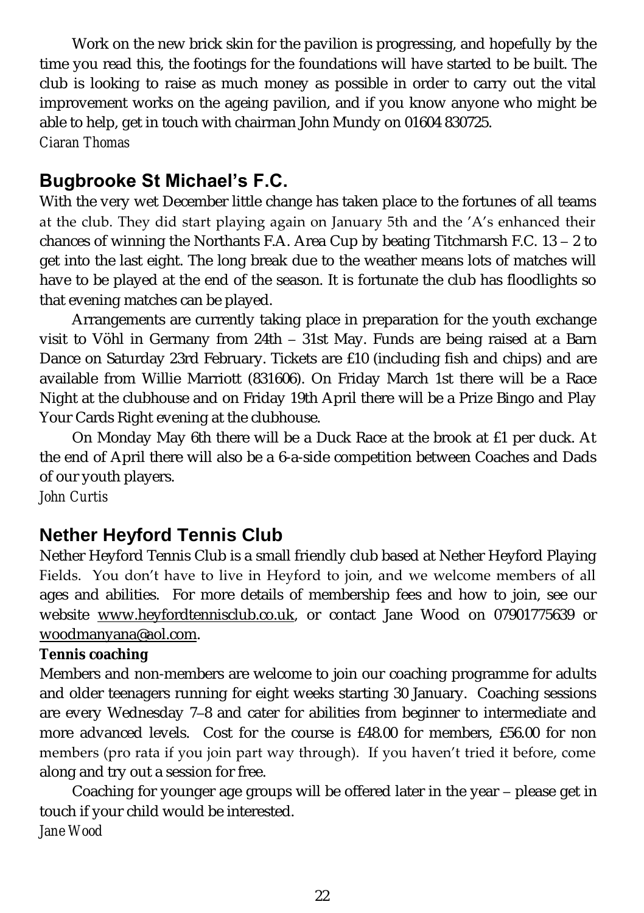Work on the new brick skin for the pavilion is progressing, and hopefully by the time you read this, the footings for the foundations will have started to be built. The club is looking to raise as much money as possible in order to carry out the vital improvement works on the ageing pavilion, and if you know anyone who might be able to help, get in touch with chairman John Mundy on 01604 830725.

*Ciaran Thomas*

## Bugbrooke St Michael's F.C.

With the very wet December little change has taken place to the fortunes of all teams at the club. They did start playing again on January 5th and the 'A's enhanced their chances of winning the Northants F.A. Area Cup by beating Titchmarsh F.C. 13 – 2 to get into the last eight. The long break due to the weather means lots of matches will have to be played at the end of the season. It is fortunate the club has floodlights so that evening matches can be played.

Arrangements are currently taking place in preparation for the youth exchange visit to Vöhl in Germany from 24th – 31st May. Funds are being raised at a Barn Dance on Saturday 23rd February. Tickets are £10 (including fish and chips) and are available from Willie Marriott (831606). On Friday March 1st there will be a Race Night at the clubhouse and on Friday 19th April there will be a Prize Bingo and Play Your Cards Right evening at the clubhouse.

On Monday May 6th there will be a Duck Race at the brook at £1 per duck. At the end of April there will also be a 6-a-side competition between Coaches and Dads of our youth players.

*John Curtis*

## Nether Heyford Tennis Club

Nether Heyford Tennis Club is a small friendly club based at Nether Heyford Playing Fields. You don't have to live in Heyford to join, and we welcome members of all ages and abilities. For more details of membership fees and how to join, see our website www.heyfordtennisclub.co.uk, or contact Jane Wood on 07901775639 or woodmanyana@aol.com.

**Tennis coaching**

Members and non-members are welcome to join our coaching programme for adults and older teenagers running for eight weeks starting 30 January. Coaching sessions are every Wednesday 7–8 and cater for abilities from beginner to intermediate and more advanced levels. Cost for the course is £48.00 for members, £56.00 for non members (pro rata if you join part way through). If you haven't tried it before, come along and try out a session for free.

Coaching for younger age groups will be offered later in the year – please get in touch if your child would be interested.

*Jane Wood*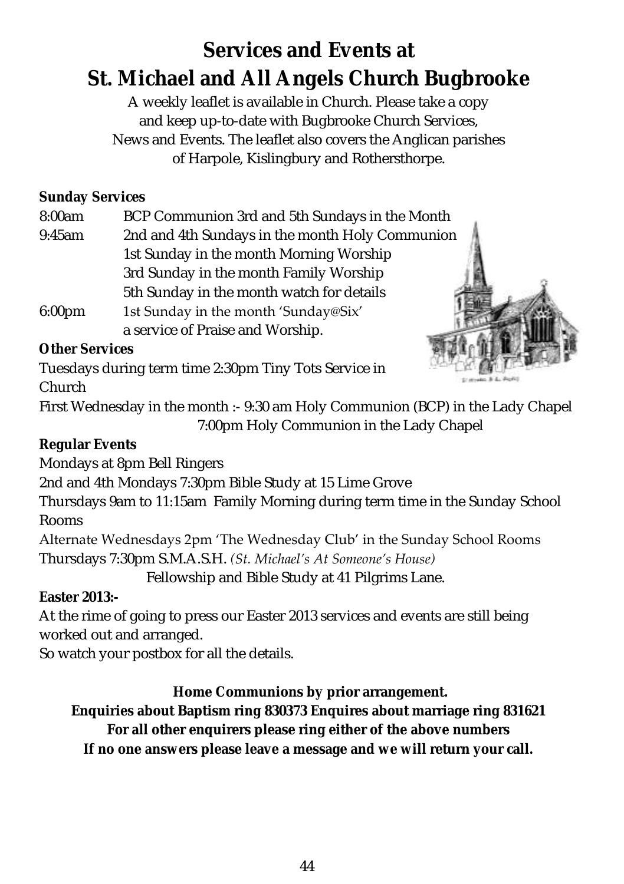# Services and Events at St. Michael and All Angels Church Bugbrooke

A weekly leaflet is available in Church. Please take a copy and keep up-to-date with Bugbrooke Church Services, News and Events. The leaflet also covers the Anglican parishes of Harpole, Kislingbury and Rothersthorpe.

**Sunday Services**

8:00am BCP Communion 3rd and 5th Sundays in the Month

9:45am 2nd and 4th Sundays in the month Holy Communion
1st Sunday in the month Morning Worship
3rd Sunday in the month Family Worship
5th Sunday in the month watch for details

6:00pm 1st Sunday in the month 'Sunday@Six'
a service of Praise and Worship.

**Other Services**

Tuesdays during term time 2:30pm Tiny Tots Service in Church

First Wednesday in the month :- 9:30 am Holy Communion (BCP) in the Lady Chapel
7:00pm Holy Communion in the Lady Chapel

**Regular Events**

Mondays at 8pm Bell Ringers

2nd and 4th Mondays 7:30pm Bible Study at 15 Lime Grove

Thursdays 9am to 11:15am Family Morning during term time in the Sunday School Rooms

Alternate Wednesdays 2pm 'The Wednesday Club' in the Sunday School Rooms

Thursdays 7:30pm S.M.A.S.H. *(St. Michael's At Someone's House)*
Fellowship and Bible Study at 41 Pilgrims Lane.

**Easter 2013:-**

At the rime of going to press our Easter 2013 services and events are still being worked out and arranged.

So watch your postbox for all the details.

**Home Communions by prior arrangement.**

**Enquiries about Baptism ring 830373 Enquires about marriage ring 831621**

**For all other enquirers please ring either of the above numbers**

**If no one answers please leave a message and we will return your call.**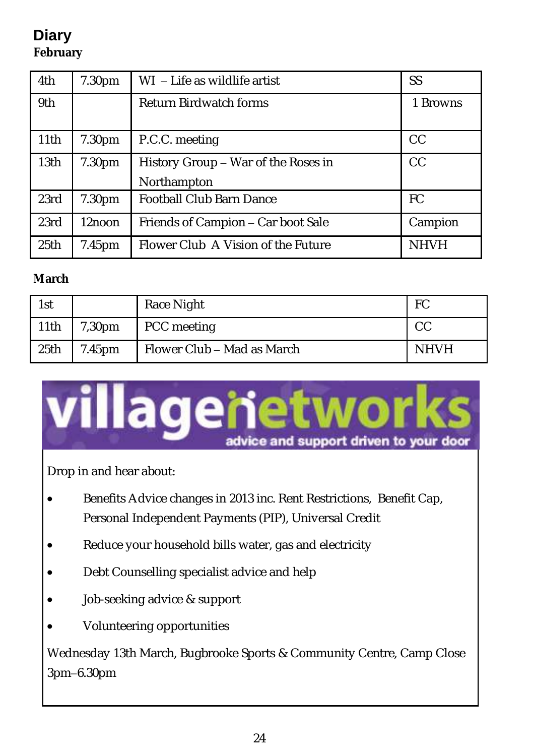# Diary

**February**

| | | | |
|---|---|---|---|
| 4th | 7.30pm | WI – Life as wildlife artist | SS |
| 9th | | Return Birdwatch forms | 1 Browns |
| 11th | 7.30pm | P.C.C. meeting | CC |
| 13th | 7.30pm | History Group – War of the Roses in Northampton | CC |
| 23rd | 7.30pm | Football Club Barn Dance | FC |
| 23rd | 12noon | Friends of Campion – Car boot Sale | Campion |
| 25th | 7.45pm | Flower Club A Vision of the Future | NHVH |

**March**

| | | | |
|---|---|---|---|
| 1st | | Race Night | FC |
| 11th | 7,30pm | PCC meeting | CC |
| 25th | 7.45pm | Flower Club – Mad as March | NHVH |

**villagenetworks**

advice and support driven to your door

Drop in and hear about:

- Benefits Advice changes in 2013 inc. Rent Restrictions, Benefit Cap, Personal Independent Payments (PIP), Universal Credit
- Reduce your household bills water, gas and electricity
- Debt Counselling specialist advice and help
- Job-seeking advice & support
- Volunteering opportunities

Wednesday 13th March, Bugbrooke Sports & Community Centre, Camp Close 3pm–6.30pm